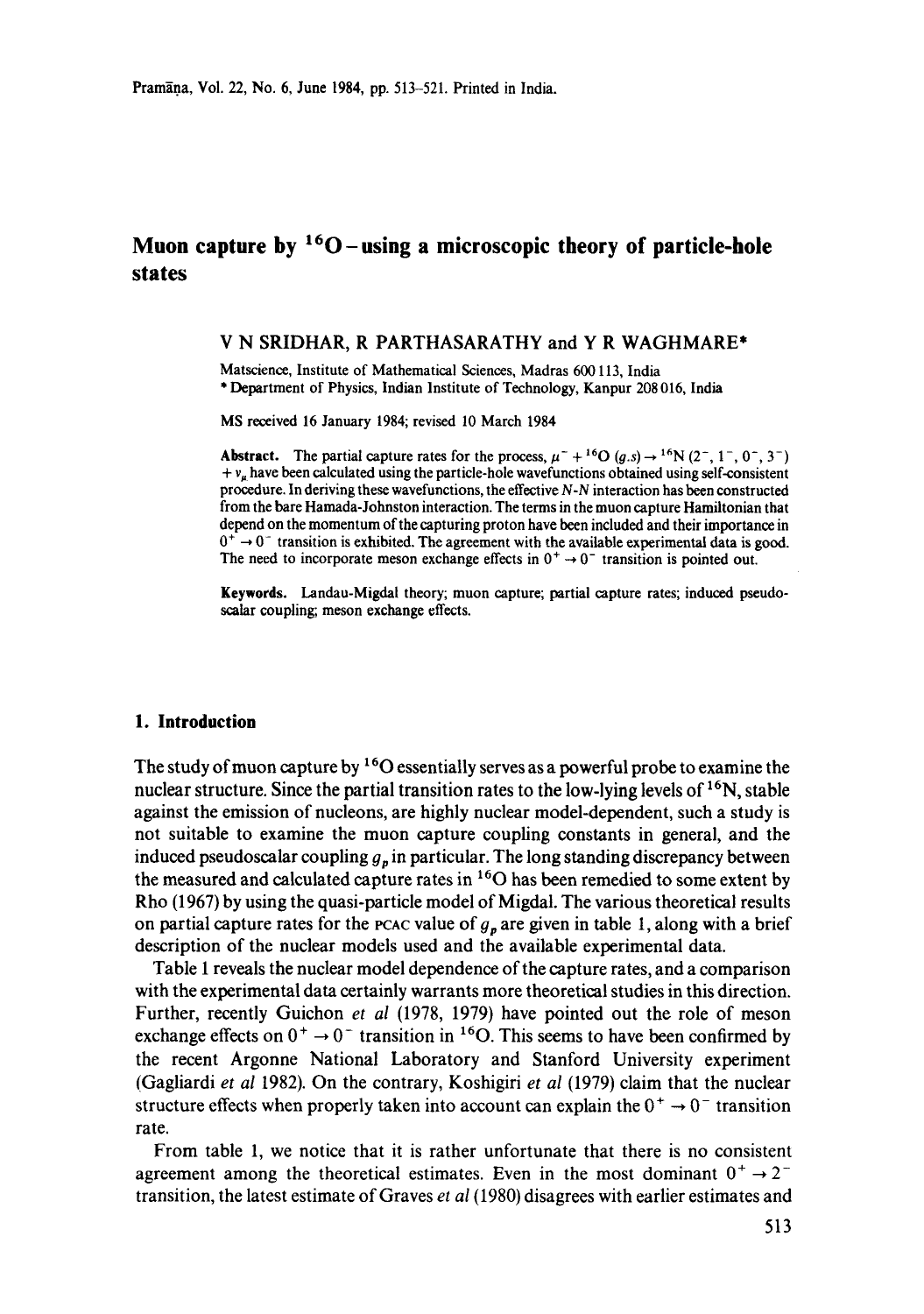# Muon capture by $^{16}O$ – using a microscopic theory of particle-hole states

V N SRIDHAR, R PARTHASARATHY and Y R WAGHMARE*

Matscience, Institute of Mathematical Sciences, Madras 600 113, India
* Department of Physics, Indian Institute of Technology, Kanpur 208 016, India

MS received 16 January 1984; revised 10 March 1984

**Abstract.** The partial capture rates for the process, $\mu^- + {}^{16}O\,(g.s) \rightarrow {}^{16}N\,(2^-, 1^-, 0^-, 3^-) + \nu_\mu$ have been calculated using the particle-hole wavefunctions obtained using self-consistent procedure. In deriving these wavefunctions, the effective $N$-$N$ interaction has been constructed from the bare Hamada-Johnston interaction. The terms in the muon capture Hamiltonian that depend on the momentum of the capturing proton have been included and their importance in $0^+ \rightarrow 0^-$ transition is exhibited. The agreement with the available experimental data is good. The need to incorporate meson exchange effects in $0^+ \rightarrow 0^-$ transition is pointed out.

**Keywords.** Landau-Migdal theory; muon capture; partial capture rates; induced pseudoscalar coupling; meson exchange effects.

## 1. Introduction

The study of muon capture by $^{16}O$ essentially serves as a powerful probe to examine the nuclear structure. Since the partial transition rates to the low-lying levels of $^{16}N$, stable against the emission of nucleons, are highly nuclear model-dependent, such a study is not suitable to examine the muon capture coupling constants in general, and the induced pseudoscalar coupling $g_p$ in particular. The long standing discrepancy between the measured and calculated capture rates in $^{16}O$ has been remedied to some extent by Rho (1967) by using the quasi-particle model of Migdal. The various theoretical results on partial capture rates for the PCAC value of $g_p$ are given in table 1, along with a brief description of the nuclear models used and the available experimental data.

Table 1 reveals the nuclear model dependence of the capture rates, and a comparison with the experimental data certainly warrants more theoretical studies in this direction. Further, recently Guichon *et al* (1978, 1979) have pointed out the role of meson exchange effects on $0^+ \rightarrow 0^-$ transition in $^{16}O$. This seems to have been confirmed by the recent Argonne National Laboratory and Stanford University experiment (Gagliardi *et al* 1982). On the contrary, Koshigiri *et al* (1979) claim that the nuclear structure effects when properly taken into account can explain the $0^+ \rightarrow 0^-$ transition rate.

From table 1, we notice that it is rather unfortunate that there is no consistent agreement among the theoretical estimates. Even in the most dominant $0^+ \rightarrow 2^-$ transition, the latest estimate of Graves *et al* (1980) disagrees with earlier estimates and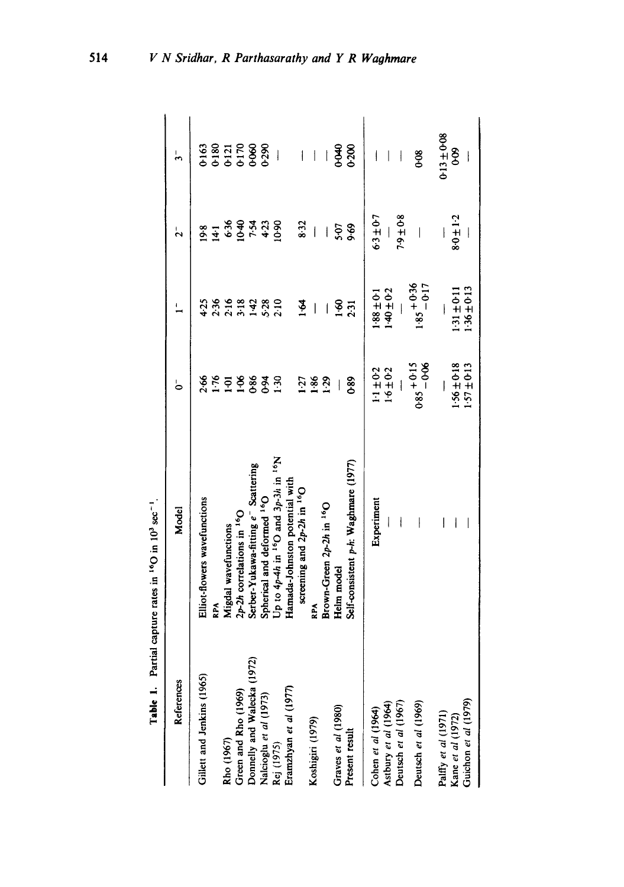**Table 1.** Partial capture rates in $^{16}O$ in $10^3$ sec$^{-1}$.

| References | Model | $0^-$ | $1^-$ | $2^-$ | $3^-$ |
|---|---|---|---|---|---|
| Gillett and Jenkins (1965) | Elliot-flowers wavefunctions | 2·66 | 4·25 | 19·8 | 0·163 |
| | RPA | 1·76 | 2·36 | 14·1 | 0·180 |
| Rho (1967) | Migdal wavefunctions | 1·01 | 2·16 | 6·36 | 0·121 |
| Green and Rho (1969) | $2p$-$2h$ correlations in $^{16}O$ | 1·06 | 3·18 | 10·40 | 0·170 |
| Donnelly and Walecka (1972) | Serber-Yukawa-fitting $e^-$ Scattering | 0·86 | 1·42 | 7·54 | 0·060 |
| Nalcioglu et al (1973) | Spherical and deformed $^{16}O$ | 0·94 | 5·28 | 4·23 | 0·290 |
| Rej (1975) | Up to $4p$-$4h$ in $^{16}O$ and $3p$-$3h$ in $^{16}N$ | 1·30 | 2·10 | 10·90 | — |
| Eramzhyan et al (1977) | Hamada-Johnston potential with screening and $2p$-$2h$ in $^{16}O$ | 1·27 | 1·64 | 8·32 | — |
| Koshigiri (1979) | RPA | 1·86 | — | — | — |
| | Brown-Green $2p$-$2h$ in $^{16}O$ | 1·29 | — | — | — |
| Graves et al (1980) | Helm model | — | 1·60 | 5·07 | 0·040 |
| Present result | Self-consistent $p$-$h$: Waghmare (1977) | 0·89 | 2·31 | 9·69 | 0·200 |
| Cohen et al (1964) | Experiment | $1·1 \pm 0·2$ | $1·88 \pm 0·1$ | $6·3 \pm 0·7$ | — |
| Astbury et al (1964) | — | $1·6 \pm 0·2$ | $1·40 \pm 0·2$ | — | — |
| Deutsch et al (1967) | — | — | — | $7·9 \pm 0·8$ | — |
| Deutsch et al (1969) | — | $0·85^{+0·15}_{-0·06}$ | $1·85^{+0·36}_{-0·17}$ | — | 0·08 |
| Palffy et al (1971) | — | — | — | — | $0·13 \pm 0·08$ |
| Kane et al (1972) | — | $1·56 \pm 0·18$ | $1·31 \pm 0·11$ | $8·0 \pm 1·2$ | 0·09 |
| Guichon et al (1979) | — | $1·57 \pm 0·13$ | $1·36 \pm 0·13$ | — | — |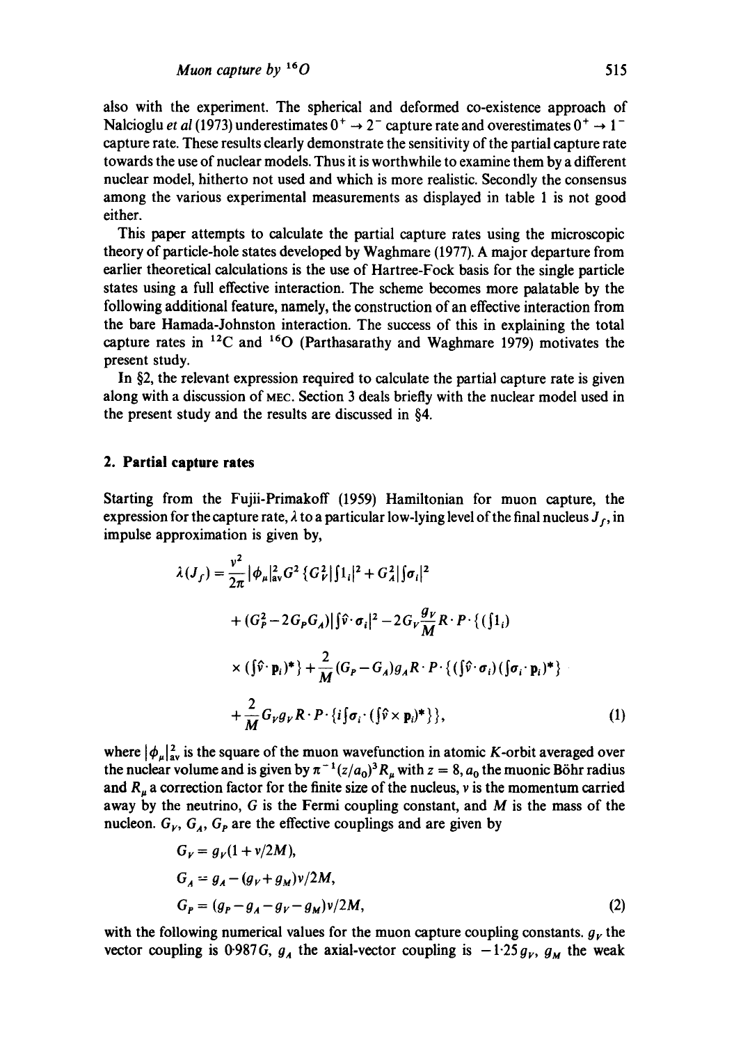also with the experiment. The spherical and deformed co-existence approach of Nalcioglu *et al* (1973) underestimates $0^+ \to 2^-$ capture rate and overestimates $0^+ \to 1^-$ capture rate. These results clearly demonstrate the sensitivity of the partial capture rate towards the use of nuclear models. Thus it is worthwhile to examine them by a different nuclear model, hitherto not used and which is more realistic. Secondly the consensus among the various experimental measurements as displayed in table 1 is not good either.

This paper attempts to calculate the partial capture rates using the microscopic theory of particle-hole states developed by Waghmare (1977). A major departure from earlier theoretical calculations is the use of Hartree-Fock basis for the single particle states using a full effective interaction. The scheme becomes more palatable by the following additional feature, namely, the construction of an effective interaction from the bare Hamada-Johnston interaction. The success of this in explaining the total capture rates in $^{12}C$ and $^{16}O$ (Parthasarathy and Waghmare 1979) motivates the present study.

In §2, the relevant expression required to calculate the partial capture rate is given along with a discussion of MEC. Section 3 deals briefly with the nuclear model used in the present study and the results are discussed in §4.

## 2. Partial capture rates

Starting from the Fujii-Primakoff (1959) Hamiltonian for muon capture, the expression for the capture rate, $\lambda$ to a particular low-lying level of the final nucleus $J_f$, in impulse approximation is given by,

$$
\begin{aligned}
\lambda(J_f) = \frac{v^2}{2\pi}|\phi_\mu|^2_{\mathrm{av}} G^2 \{ & G_V^2 |\textstyle\int 1_i|^2 + G_A^2 |\textstyle\int \sigma_i|^2 \\
& + (G_P^2 - 2G_P G_A)|\textstyle\int \hat{v}\cdot\sigma_i|^2 - 2G_V \frac{g_V}{M} R\cdot P\cdot\{(\textstyle\int 1_i) \\
& \times (\textstyle\int \hat{v}\cdot \mathbf{p}_i)^*\} + \frac{2}{M}(G_P - G_A) g_A R\cdot P\cdot\{(\textstyle\int \hat{v}\cdot\sigma_i)(\textstyle\int \sigma_i \cdot \mathbf{p}_i)^*\} \\
& + \frac{2}{M} G_V g_V R\cdot P\cdot\{ i \textstyle\int \sigma_i \cdot (\textstyle\int \hat{v}\times \mathbf{p}_i)^*\}\}, \qquad (1)
\end{aligned}
$$

where $|\phi_\mu|^2_{\mathrm{av}}$ is the square of the muon wavefunction in atomic $K$-orbit averaged over the nuclear volume and is given by $\pi^{-1}(z/a_0)^3 R_\mu$ with $z = 8$, $a_0$ the muonic Böhr radius and $R_\mu$ a correction factor for the finite size of the nucleus, $v$ is the momentum carried away by the neutrino, $G$ is the Fermi coupling constant, and $M$ is the mass of the nucleon. $G_V$, $G_A$, $G_P$ are the effective couplings and are given by

$$
\begin{aligned}
G_V &= g_V(1 + v/2M), \\
G_A &= g_A - (g_V + g_M)v/2M, \\
G_P &= (g_P - g_A - g_V - g_M)v/2M, \qquad (2)
\end{aligned}
$$

with the following numerical values for the muon capture coupling constants. $g_V$ the vector coupling is $0.987G$, $g_A$ the axial-vector coupling is $-1.25 g_V$, $g_M$ the weak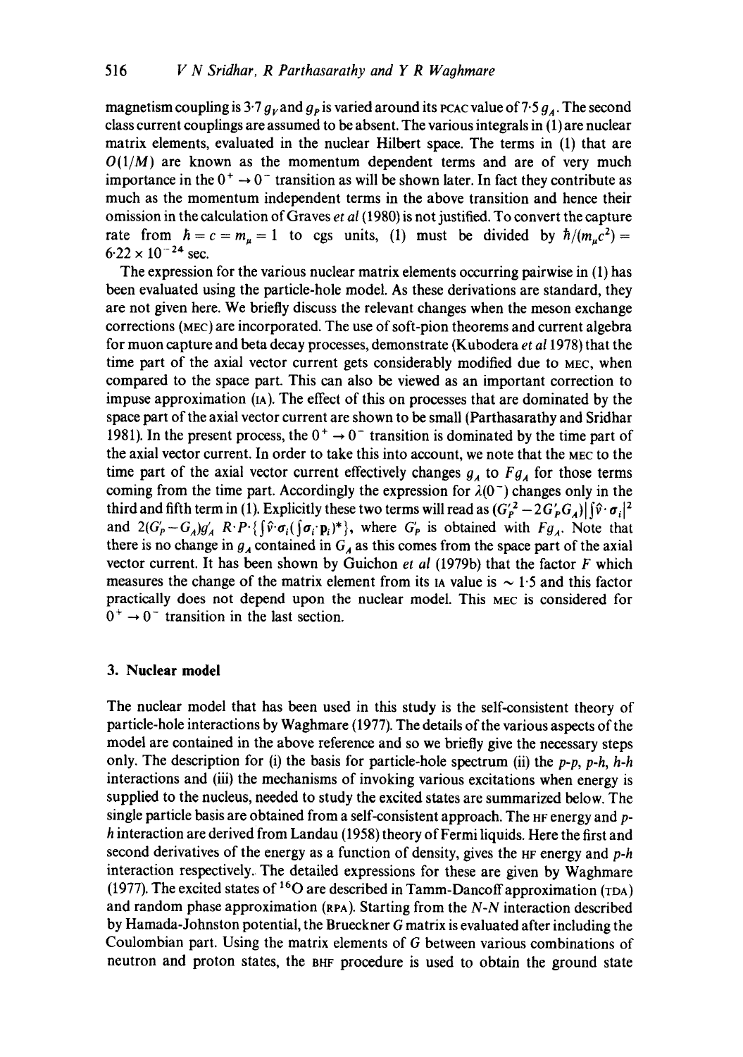magnetism coupling is 3·7 $g_V$ and $g_P$ is varied around its PCAC value of 7·5 $g_A$. The second class current couplings are assumed to be absent. The various integrals in (1) are nuclear matrix elements, evaluated in the nuclear Hilbert space. The terms in (1) that are $O(1/M)$ are known as the momentum dependent terms and are of very much importance in the $0^+ \to 0^-$ transition as will be shown later. In fact they contribute as much as the momentum independent terms in the above transition and hence their omission in the calculation of Graves *et al* (1980) is not justified. To convert the capture rate from $\hbar = c = m_\mu = 1$ to cgs units, (1) must be divided by $\hbar/(m_\mu c^2) = 6{\cdot}22 \times 10^{-24}$ sec.

The expression for the various nuclear matrix elements occurring pairwise in (1) has been evaluated using the particle-hole model. As these derivations are standard, they are not given here. We briefly discuss the relevant changes when the meson exchange corrections (MEC) are incorporated. The use of soft-pion theorems and current algebra for muon capture and beta decay processes, demonstrate (Kubodera *et al* 1978) that the time part of the axial vector current gets considerably modified due to MEC, when compared to the space part. This can also be viewed as an important correction to impuse approximation (IA). The effect of this on processes that are dominated by the space part of the axial vector current are shown to be small (Parthasarathy and Sridhar 1981). In the present process, the $0^+ \to 0^-$ transition is dominated by the time part of the axial vector current. In order to take this into account, we note that the MEC to the time part of the axial vector current effectively changes $g_A$ to $Fg_A$ for those terms coming from the time part. Accordingly the expression for $\lambda(0^-)$ changes only in the third and fifth term in (1). Explicitly these two terms will read as $(G_P'^2 - 2G_P' G_A)|\int \hat{v}\cdot\sigma_i|^2$ and $2(G_P' - G_A)g_A'\ R\cdot P\cdot\{\int \hat{v}\cdot\sigma_i(\int \sigma_i\cdot \mathbf{p}_i)^*\}$, where $G_P'$ is obtained with $Fg_A$. Note that there is no change in $g_A$ contained in $G_A$ as this comes from the space part of the axial vector current. It has been shown by Guichon *et al* (1979b) that the factor $F$ which measures the change of the matrix element from its IA value is $\sim 1{\cdot}5$ and this factor practically does not depend upon the nuclear model. This MEC is considered for $0^+ \to 0^-$ transition in the last section.

## 3. Nuclear model

The nuclear model that has been used in this study is the self-consistent theory of particle-hole interactions by Waghmare (1977). The details of the various aspects of the model are contained in the above reference and so we briefly give the necessary steps only. The description for (i) the basis for particle-hole spectrum (ii) the *p-p*, *p-h*, *h-h* interactions and (iii) the mechanisms of invoking various excitations when energy is supplied to the nucleus, needed to study the excited states are summarized below. The single particle basis are obtained from a self-consistent approach. The HF energy and *p-h* interaction are derived from Landau (1958) theory of Fermi liquids. Here the first and second derivatives of the energy as a function of density, gives the HF energy and *p-h* interaction respectively. The detailed expressions for these are given by Waghmare (1977). The excited states of $^{16}O$ are described in Tamm-Dancoff approximation (TDA) and random phase approximation (RPA). Starting from the *N-N* interaction described by Hamada-Johnston potential, the Brueckner $G$ matrix is evaluated after including the Coulombian part. Using the matrix elements of $G$ between various combinations of neutron and proton states, the BHF procedure is used to obtain the ground state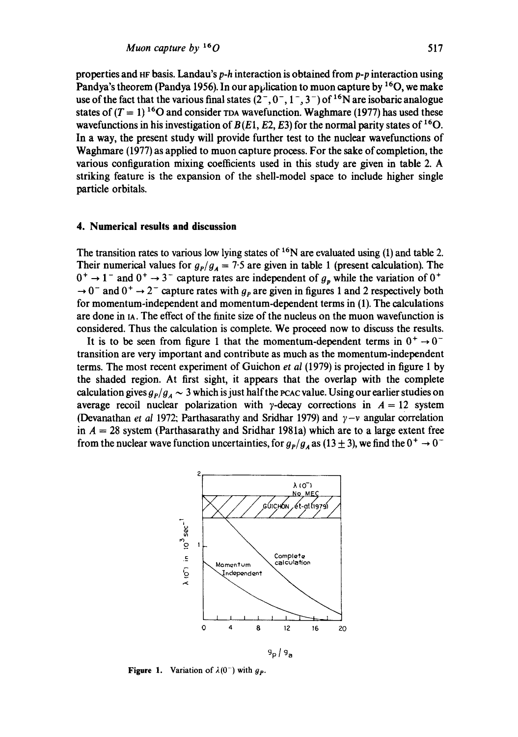properties and HF basis. Landau's $p$-$h$ interaction is obtained from $p$-$p$ interaction using Pandya's theorem (Pandya 1956). In our application to muon capture by $^{16}O$, we make use of the fact that the various final states $(2^-, 0^-, 1^-, 3^-)$ of $^{16}N$ are isobaric analogue states of $(T = 1)$ $^{16}O$ and consider TDA wavefunction. Waghmare (1977) has used these wavefunctions in his investigation of $B(E1, E2, E3)$ for the normal parity states of $^{16}O$. In a way, the present study will provide further test to the nuclear wavefunctions of Waghmare (1977) as applied to muon capture process. For the sake of completion, the various configuration mixing coefficients used in this study are given in table 2. A striking feature is the expansion of the shell-model space to include higher single particle orbitals.

## 4. Numerical results and discussion

The transition rates to various low lying states of $^{16}N$ are evaluated using (1) and table 2. Their numerical values for $g_P/g_A = 7{\cdot}5$ are given in table 1 (present calculation). The $0^+ \to 1^-$ and $0^+ \to 3^-$ capture rates are independent of $g_p$ while the variation of $0^+ \to 0^-$ and $0^+ \to 2^-$ capture rates with $g_P$ are given in figures 1 and 2 respectively both for momentum-independent and momentum-dependent terms in (1). The calculations are done in IA. The effect of the finite size of the nucleus on the muon wavefunction is considered. Thus the calculation is complete. We proceed now to discuss the results.

It is to be seen from figure 1 that the momentum-dependent terms in $0^+ \to 0^-$ transition are very important and contribute as much as the momentum-independent terms. The most recent experiment of Guichon *et al* (1979) is projected in figure 1 by the shaded region. At first sight, it appears that the overlap with the complete calculation gives $g_P/g_A \sim 3$ which is just half the PCAC value. Using our earlier studies on average recoil nuclear polarization with $\gamma$-decay corrections in $A = 12$ system (Devanathan *et al* 1972; Parthasarathy and Sridhar 1979) and $\gamma$–$\nu$ angular correlation in $A = 28$ system (Parthasarathy and Sridhar 1981a) which are to a large extent free from the nuclear wave function uncertainties, for $g_P/g_A$ as $(13 \pm 3)$, we find the $0^+ \to 0^-$

**Figure 1.** Variation of $\lambda(0^-)$ with $g_P$.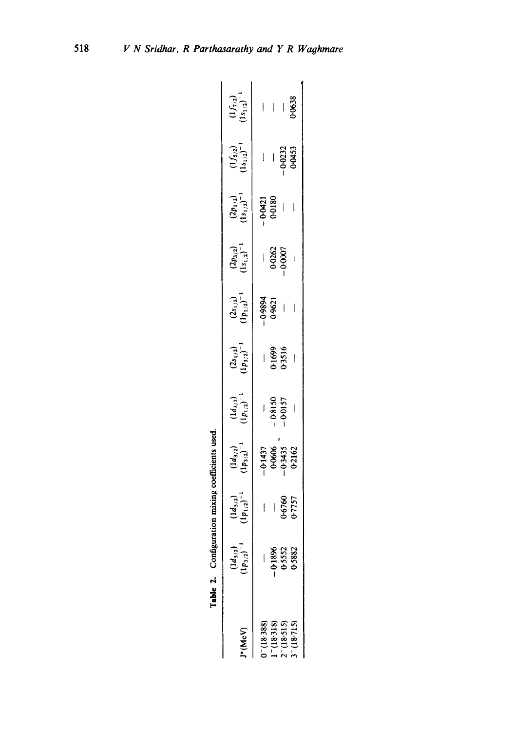**Table 2.** Configuration mixing coefficients used.

| $J^\pi$(MeV) | $(1d_{5/2})(1p_{3/2})^{-1}$ | $(1d_{5/2})(1p_{1/2})^{-1}$ | $(1d_{3/2})(1p_{3/2})^{-1}$ | $(1d_{3/2})(1p_{1/2})^{-1}$ | $(2s_{1/2})(1p_{3/2})^{-1}$ | $(2s_{1/2})(1p_{1/2})^{-1}$ | $(2p_{3/2})(1s_{1/2})^{-1}$ | $(2p_{1/2})(1s_{1/2})^{-1}$ | $(1f_{5/2})(1s_{1/2})^{-1}$ | $(1f_{7/2})(1s_{1/2})^{-1}$ |
|---|---|---|---|---|---|---|---|---|---|---|
| $0^-$(18·388) | — | — | −0·1437 | — | — | −0·9894 | — | −0·0421 | — | — |
| $1^-$(18·318) | −0·1896 | — | 0·0606 | −0·8150 | 0·1699 | 0·9621 | 0·0262 | 0·0180 | — | — |
| $2^-$(18·515) | 0·5552 | 0·6760 | −0·3435 | −0·0157 | 0·3516 | — | −0·0007 | — | −0·0232 | — |
| $3^-$(18·715) | 0·5882 | 0·7757 | 0·2162 | — | — | — | — | — | 0·0453 | 0·0638 |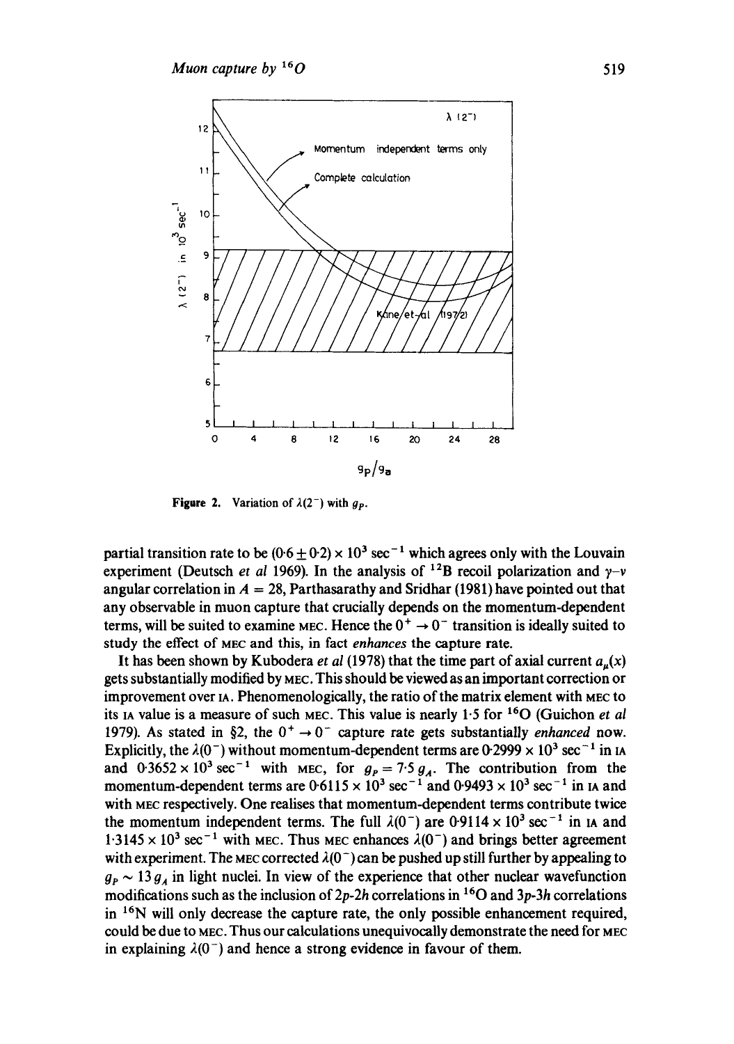Figure 2. Variation of $\lambda(2^-)$ with $g_P$.

partial transition rate to be $(0{\cdot}6 \pm 0{\cdot}2) \times 10^3\ \text{sec}^{-1}$ which agrees only with the Louvain experiment (Deutsch *et al* 1969). In the analysis of $^{12}$B recoil polarization and $\gamma$–$\nu$ angular correlation in $A = 28$, Parthasarathy and Sridhar (1981) have pointed out that any observable in muon capture that crucially depends on the momentum-dependent terms, will be suited to examine MEC. Hence the $0^+ \to 0^-$ transition is ideally suited to study the effect of MEC and this, in fact *enhances* the capture rate.

It has been shown by Kubodera *et al* (1978) that the time part of axial current $a_\mu(x)$ gets substantially modified by MEC. This should be viewed as an important correction or improvement over IA. Phenomenologically, the ratio of the matrix element with MEC to its IA value is a measure of such MEC. This value is nearly 1·5 for $^{16}$O (Guichon *et al* 1979). As stated in §2, the $0^+ \to 0^-$ capture rate gets substantially *enhanced* now. Explicitly, the $\lambda(0^-)$ without momentum-dependent terms are $0{\cdot}2999 \times 10^3\ \text{sec}^{-1}$ in IA and $0{\cdot}3652 \times 10^3\ \text{sec}^{-1}$ with MEC, for $g_P = 7{\cdot}5\, g_A$. The contribution from the momentum-dependent terms are $0{\cdot}6115 \times 10^3\ \text{sec}^{-1}$ and $0{\cdot}9493 \times 10^3\ \text{sec}^{-1}$ in IA and with MEC respectively. One realises that momentum-dependent terms contribute twice the momentum independent terms. The full $\lambda(0^-)$ are $0{\cdot}9114 \times 10^3\ \text{sec}^{-1}$ in IA and $1{\cdot}3145 \times 10^3\ \text{sec}^{-1}$ with MEC. Thus MEC enhances $\lambda(0^-)$ and brings better agreement with experiment. The MEC corrected $\lambda(0^-)$ can be pushed up still further by appealing to $g_P \sim 13\, g_A$ in light nuclei. In view of the experience that other nuclear wavefunction modifications such as the inclusion of $2p$-$2h$ correlations in $^{16}$O and $3p$-$3h$ correlations in $^{16}$N will only decrease the capture rate, the only possible enhancement required, could be due to MEC. Thus our calculations unequivocally demonstrate the need for MEC in explaining $\lambda(0^-)$ and hence a strong evidence in favour of them.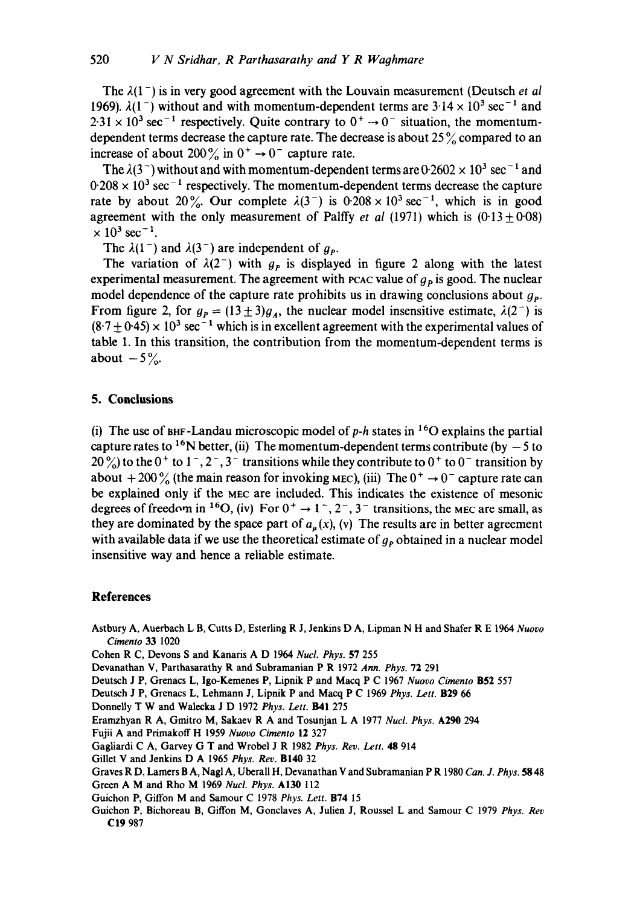The $\lambda(1^-)$ is in very good agreement with the Louvain measurement (Deutsch *et al* 1969). $\lambda(1^-)$ without and with momentum-dependent terms are $3\cdot14 \times 10^3$ sec$^{-1}$ and $2\cdot31 \times 10^3$ sec$^{-1}$ respectively. Quite contrary to $0^+ \to 0^-$ situation, the momentum-dependent terms decrease the capture rate. The decrease is about 25% compared to an increase of about 200% in $0^+ \to 0^-$ capture rate.

The $\lambda(3^-)$ without and with momentum-dependent terms are $0\cdot2602 \times 10^3$ sec$^{-1}$ and $0\cdot208 \times 10^3$ sec$^{-1}$ respectively. The momentum-dependent terms decrease the capture rate by about 20%. Our complete $\lambda(3^-)$ is $0\cdot208 \times 10^3$ sec$^{-1}$, which is in good agreement with the only measurement of Palffy *et al* (1971) which is $(0\cdot13 \pm 0\cdot08) \times 10^3$ sec$^{-1}$.

The $\lambda(1^-)$ and $\lambda(3^-)$ are independent of $g_P$.

The variation of $\lambda(2^-)$ with $g_P$ is displayed in figure 2 along with the latest experimental measurement. The agreement with PCAC value of $g_P$ is good. The nuclear model dependence of the capture rate prohibits us in drawing conclusions about $g_P$. From figure 2, for $g_P = (13 \pm 3) g_A$, the nuclear model insensitive estimate, $\lambda(2^-)$ is $(8\cdot7 \pm 0\cdot45) \times 10^3$ sec$^{-1}$ which is in excellent agreement with the experimental values of table 1. In this transition, the contribution from the momentum-dependent terms is about $-5\%$.

## 5. Conclusions

(i) The use of BHF-Landau microscopic model of *p-h* states in $^{16}$O explains the partial capture rates to $^{16}$N better, (ii) The momentum-dependent terms contribute (by $-5$ to 20%) to the $0^+$ to $1^-, 2^-, 3^-$ transitions while they contribute to $0^+$ to $0^-$ transition by about $+200\%$ (the main reason for invoking MEC), (iii) The $0^+ \to 0^-$ capture rate can be explained only if the MEC are included. This indicates the existence of mesonic degrees of freedom in $^{16}$O, (iv) For $0^+ \to 1^-, 2^-, 3^-$ transitions, the MEC are small, as they are dominated by the space part of $a_\mu(x)$, (v) The results are in better agreement with available data if we use the theoretical estimate of $g_P$ obtained in a nuclear model insensitive way and hence a reliable estimate.

## References

Astbury A, Auerbach L B, Cutts D, Esterling R J, Jenkins D A, Lipman N H and Shafer R E 1964 *Nuovo Cimento* **33** 1020

Cohen R C, Devons S and Kanaris A D 1964 *Nucl. Phys.* **57** 255

Devanathan V, Parthasarathy R and Subramanian P R 1972 *Ann. Phys.* **72** 291

Deutsch J P, Grenacs L, Igo-Kemenes P, Lipnik P and Macq P C 1967 *Nuovo Cimento* **B52** 557

Deutsch J P, Grenacs L, Lehmann J, Lipnik P and Macq P C 1969 *Phys. Lett.* **B29** 66

Donnelly T W and Walecka J D 1972 *Phys. Lett.* **B41** 275

Eramzhyan R A, Gmitro M, Sakaev R A and Tosunjan L A 1977 *Nucl. Phys.* **A290** 294

Fujii A and Primakoff H 1959 *Nuovo Cimento* **12** 327

Gagliardi C A, Garvey G T and Wrobel J R 1982 *Phys. Rev. Lett.* **48** 914

Gillet V and Jenkins D A 1965 *Phys. Rev.* **B140** 32

Graves R D, Lamers B A, Nagl A, Uberall H, Devanathan V and Subramanian P R 1980 *Can. J. Phys.* **58** 48

Green A M and Rho M 1969 *Nucl. Phys.* **A130** 112

Guichon P, Giffon M and Samour C 1978 *Phys. Lett.* **B74** 15

Guichon P, Bichoreau B, Giffon M, Goncalves A, Julien J, Roussel L and Samour C 1979 *Phys. Rev* **C19** 987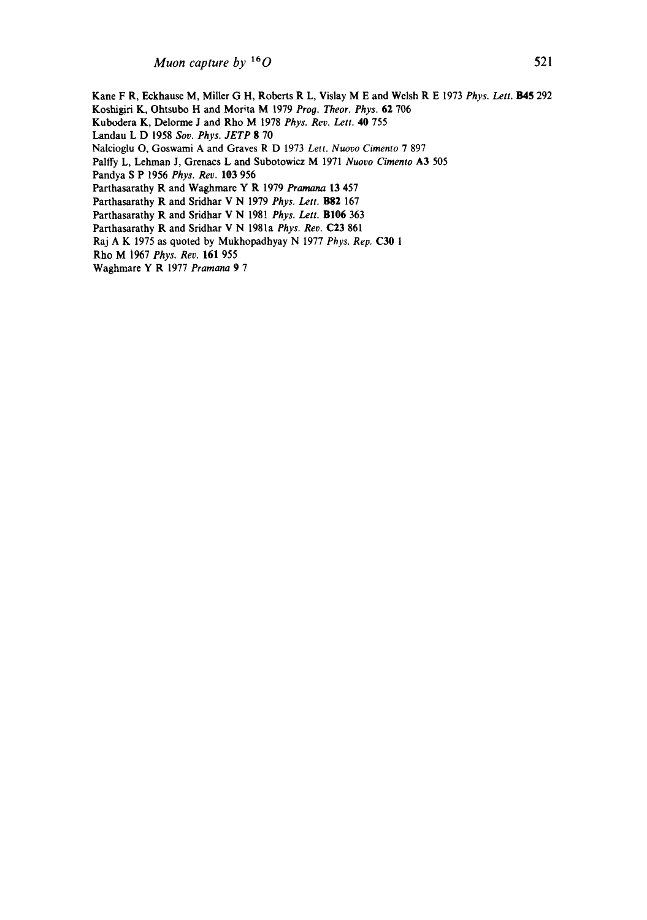Kane F R, Eckhause M, Miller G H, Roberts R L, Vislay M E and Welsh R E 1973 *Phys. Lett.* **B45** 292
Koshigiri K, Ohtsubo H and Morita M 1979 *Prog. Theor. Phys.* **62** 706
Kubodera K, Delorme J and Rho M 1978 *Phys. Rev. Lett.* **40** 755
Landau L D 1958 *Sov. Phys. JETP* **8** 70
Nalcioglu O, Goswami A and Graves R D 1973 *Lett. Nuovo Cimento* **7** 897
Palffy L, Lehman J, Grenacs L and Subotowicz M 1971 *Nuovo Cimento* **A3** 505
Pandya S P 1956 *Phys. Rev.* **103** 956
Parthasarathy R and Waghmare Y R 1979 *Pramana* **13** 457
Parthasarathy R and Sridhar V N 1979 *Phys. Lett.* **B82** 167
Parthasarathy R and Sridhar V N 1981 *Phys. Lett.* **B106** 363
Parthasarathy R and Sridhar V N 1981a *Phys. Rev.* **C23** 861
Raj A K 1975 as quoted by Mukhopadhyay N 1977 *Phys. Rep.* **C30** 1
Rho M 1967 *Phys. Rev.* **161** 955
Waghmare Y R 1977 *Pramana* **9** 7